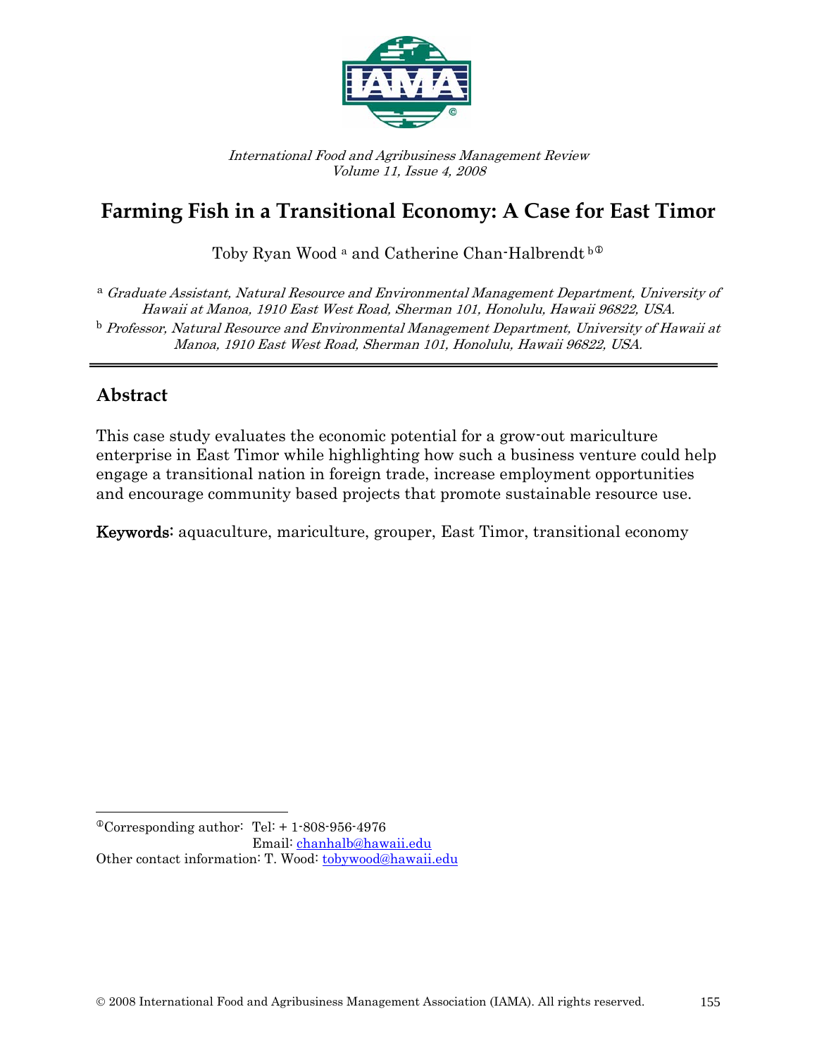*International Food and Agribusiness Management Review*
*Volume 11, Issue 4, 2008*

# Farming Fish in a Transitional Economy: A Case for East Timor

Toby Ryan Wood [a] and Catherine Chan-Halbrendt [b①]

[a] *Graduate Assistant, Natural Resource and Environmental Management Department, University of Hawaii at Manoa, 1910 East West Road, Sherman 101, Honolulu, Hawaii 96822, USA.*

[b] *Professor, Natural Resource and Environmental Management Department, University of Hawaii at Manoa, 1910 East West Road, Sherman 101, Honolulu, Hawaii 96822, USA.*

## Abstract

This case study evaluates the economic potential for a grow-out mariculture enterprise in East Timor while highlighting how such a business venture could help engage a transitional nation in foreign trade, increase employment opportunities and encourage community based projects that promote sustainable resource use.

**Keywords:** aquaculture, mariculture, grouper, East Timor, transitional economy

---

①Corresponding author: Tel: + 1-808-956-4976
Email: chanhalb@hawaii.edu
Other contact information: T. Wood: tobywood@hawaii.edu

© 2008 International Food and Agribusiness Management Association (IAMA). All rights reserved.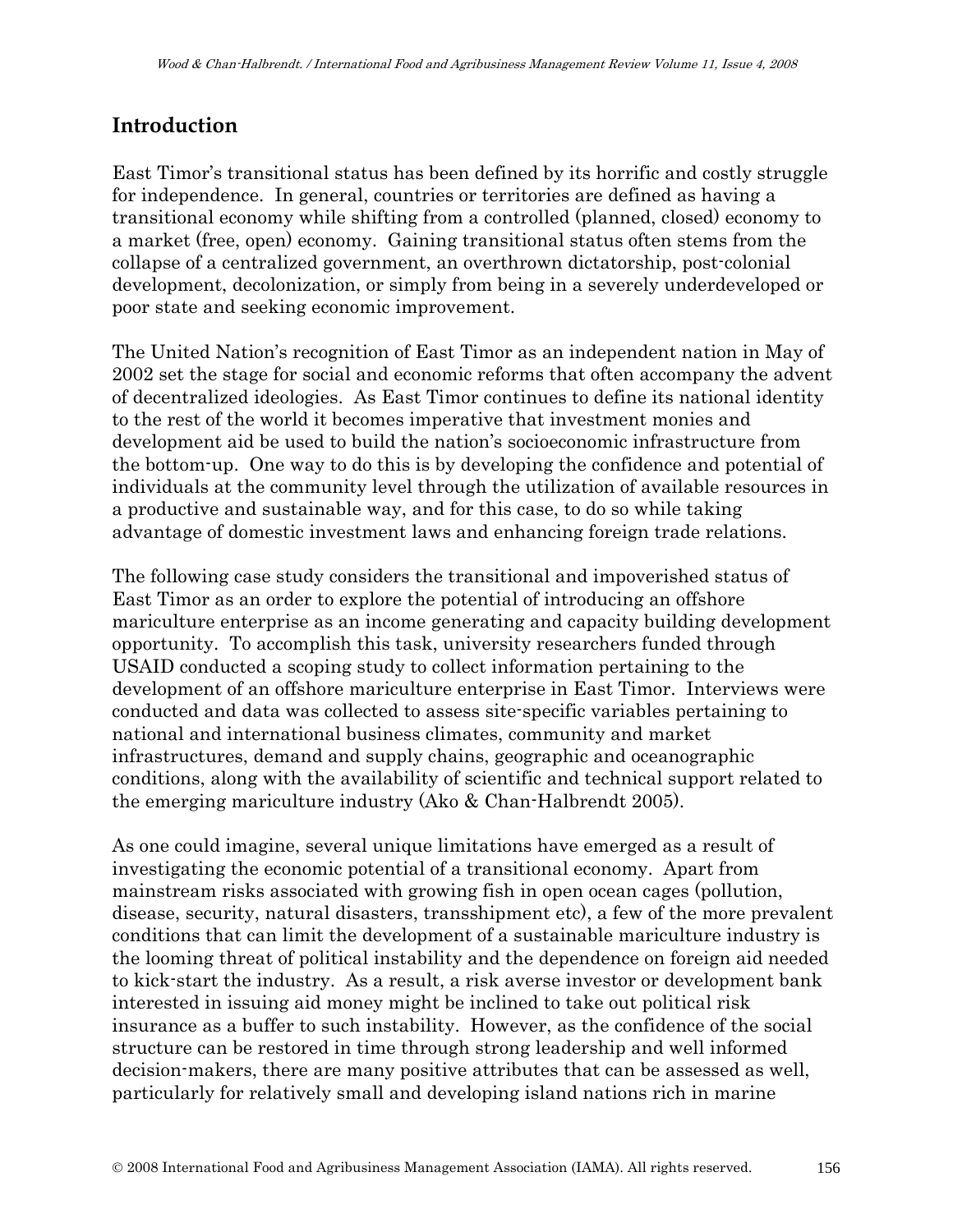## Introduction

East Timor's transitional status has been defined by its horrific and costly struggle for independence. In general, countries or territories are defined as having a transitional economy while shifting from a controlled (planned, closed) economy to a market (free, open) economy. Gaining transitional status often stems from the collapse of a centralized government, an overthrown dictatorship, post-colonial development, decolonization, or simply from being in a severely underdeveloped or poor state and seeking economic improvement.

The United Nation's recognition of East Timor as an independent nation in May of 2002 set the stage for social and economic reforms that often accompany the advent of decentralized ideologies. As East Timor continues to define its national identity to the rest of the world it becomes imperative that investment monies and development aid be used to build the nation's socioeconomic infrastructure from the bottom-up. One way to do this is by developing the confidence and potential of individuals at the community level through the utilization of available resources in a productive and sustainable way, and for this case, to do so while taking advantage of domestic investment laws and enhancing foreign trade relations.

The following case study considers the transitional and impoverished status of East Timor as an order to explore the potential of introducing an offshore mariculture enterprise as an income generating and capacity building development opportunity. To accomplish this task, university researchers funded through USAID conducted a scoping study to collect information pertaining to the development of an offshore mariculture enterprise in East Timor. Interviews were conducted and data was collected to assess site-specific variables pertaining to national and international business climates, community and market infrastructures, demand and supply chains, geographic and oceanographic conditions, along with the availability of scientific and technical support related to the emerging mariculture industry (Ako & Chan-Halbrendt 2005).

As one could imagine, several unique limitations have emerged as a result of investigating the economic potential of a transitional economy. Apart from mainstream risks associated with growing fish in open ocean cages (pollution, disease, security, natural disasters, transshipment etc), a few of the more prevalent conditions that can limit the development of a sustainable mariculture industry is the looming threat of political instability and the dependence on foreign aid needed to kick-start the industry. As a result, a risk averse investor or development bank interested in issuing aid money might be inclined to take out political risk insurance as a buffer to such instability. However, as the confidence of the social structure can be restored in time through strong leadership and well informed decision-makers, there are many positive attributes that can be assessed as well, particularly for relatively small and developing island nations rich in marine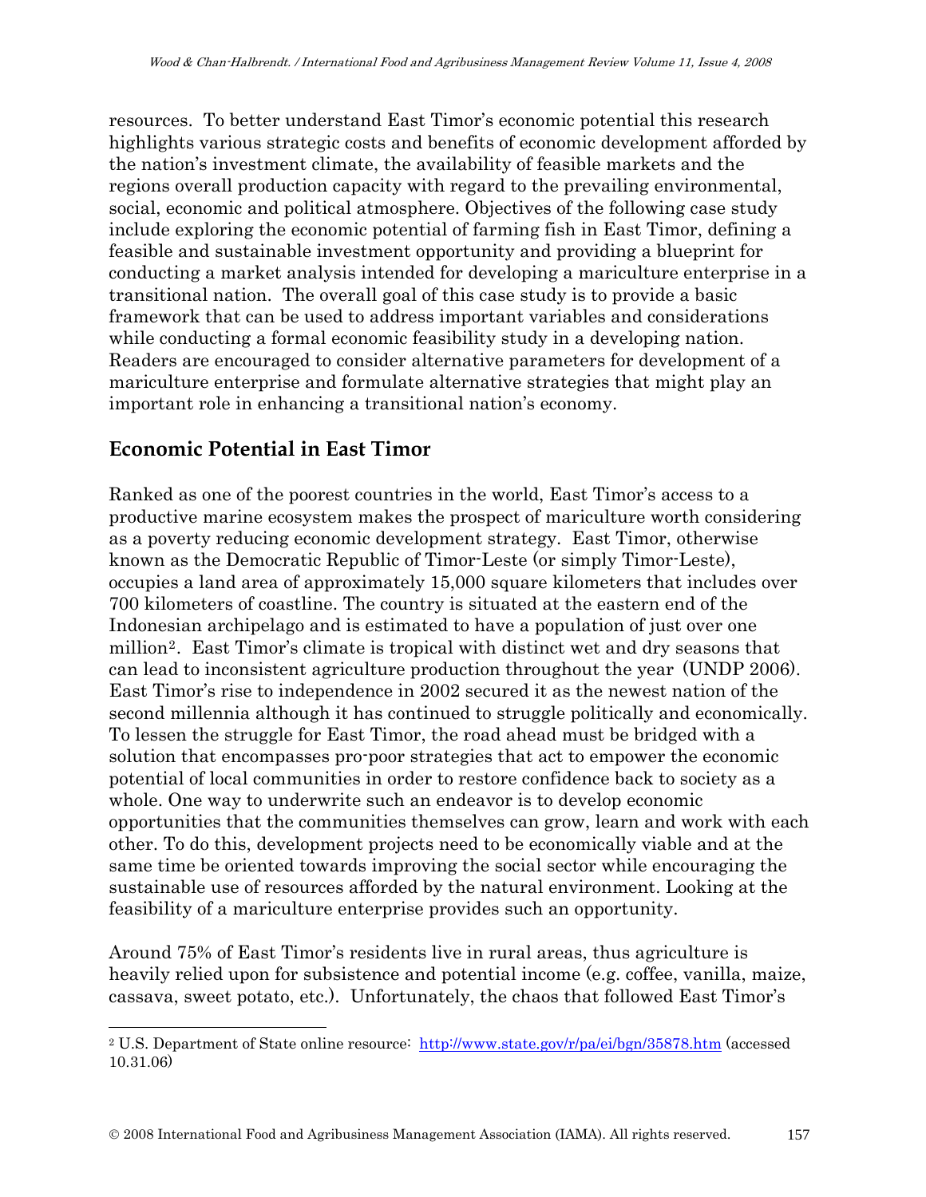resources. To better understand East Timor's economic potential this research highlights various strategic costs and benefits of economic development afforded by the nation's investment climate, the availability of feasible markets and the regions overall production capacity with regard to the prevailing environmental, social, economic and political atmosphere. Objectives of the following case study include exploring the economic potential of farming fish in East Timor, defining a feasible and sustainable investment opportunity and providing a blueprint for conducting a market analysis intended for developing a mariculture enterprise in a transitional nation. The overall goal of this case study is to provide a basic framework that can be used to address important variables and considerations while conducting a formal economic feasibility study in a developing nation. Readers are encouraged to consider alternative parameters for development of a mariculture enterprise and formulate alternative strategies that might play an important role in enhancing a transitional nation's economy.

## Economic Potential in East Timor

Ranked as one of the poorest countries in the world, East Timor's access to a productive marine ecosystem makes the prospect of mariculture worth considering as a poverty reducing economic development strategy. East Timor, otherwise known as the Democratic Republic of Timor-Leste (or simply Timor-Leste), occupies a land area of approximately 15,000 square kilometers that includes over 700 kilometers of coastline. The country is situated at the eastern end of the Indonesian archipelago and is estimated to have a population of just over one million[2]. East Timor's climate is tropical with distinct wet and dry seasons that can lead to inconsistent agriculture production throughout the year (UNDP 2006). East Timor's rise to independence in 2002 secured it as the newest nation of the second millennia although it has continued to struggle politically and economically. To lessen the struggle for East Timor, the road ahead must be bridged with a solution that encompasses pro-poor strategies that act to empower the economic potential of local communities in order to restore confidence back to society as a whole. One way to underwrite such an endeavor is to develop economic opportunities that the communities themselves can grow, learn and work with each other. To do this, development projects need to be economically viable and at the same time be oriented towards improving the social sector while encouraging the sustainable use of resources afforded by the natural environment. Looking at the feasibility of a mariculture enterprise provides such an opportunity.

Around 75% of East Timor's residents live in rural areas, thus agriculture is heavily relied upon for subsistence and potential income (e.g. coffee, vanilla, maize, cassava, sweet potato, etc.). Unfortunately, the chaos that followed East Timor's

---

[2] U.S. Department of State online resource: http://www.state.gov/r/pa/ei/bgn/35878.htm (accessed 10.31.06)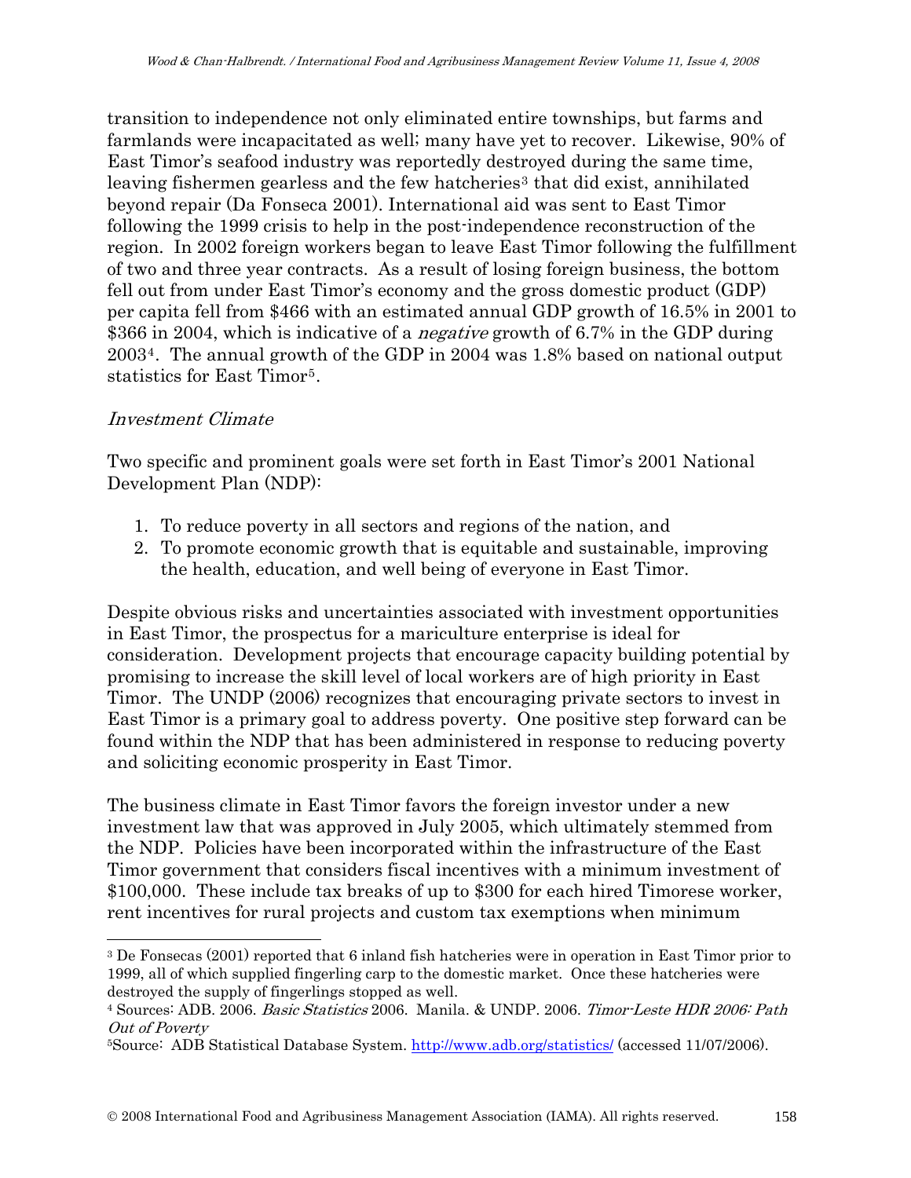transition to independence not only eliminated entire townships, but farms and farmlands were incapacitated as well; many have yet to recover. Likewise, 90% of East Timor's seafood industry was reportedly destroyed during the same time, leaving fishermen gearless and the few hatcheries[3] that did exist, annihilated beyond repair (Da Fonseca 2001). International aid was sent to East Timor following the 1999 crisis to help in the post-independence reconstruction of the region. In 2002 foreign workers began to leave East Timor following the fulfillment of two and three year contracts. As a result of losing foreign business, the bottom fell out from under East Timor's economy and the gross domestic product (GDP) per capita fell from $466 with an estimated annual GDP growth of 16.5% in 2001 to $366 in 2004, which is indicative of a *negative* growth of 6.7% in the GDP during 2003[4]. The annual growth of the GDP in 2004 was 1.8% based on national output statistics for East Timor[5].

*Investment Climate*

Two specific and prominent goals were set forth in East Timor's 2001 National Development Plan (NDP):

1. To reduce poverty in all sectors and regions of the nation, and
2. To promote economic growth that is equitable and sustainable, improving the health, education, and well being of everyone in East Timor.

Despite obvious risks and uncertainties associated with investment opportunities in East Timor, the prospectus for a mariculture enterprise is ideal for consideration. Development projects that encourage capacity building potential by promising to increase the skill level of local workers are of high priority in East Timor. The UNDP (2006) recognizes that encouraging private sectors to invest in East Timor is a primary goal to address poverty. One positive step forward can be found within the NDP that has been administered in response to reducing poverty and soliciting economic prosperity in East Timor.

The business climate in East Timor favors the foreign investor under a new investment law that was approved in July 2005, which ultimately stemmed from the NDP. Policies have been incorporated within the infrastructure of the East Timor government that considers fiscal incentives with a minimum investment of $100,000. These include tax breaks of up to $300 for each hired Timorese worker, rent incentives for rural projects and custom tax exemptions when minimum

---

[3] De Fonsecas (2001) reported that 6 inland fish hatcheries were in operation in East Timor prior to 1999, all of which supplied fingerling carp to the domestic market. Once these hatcheries were destroyed the supply of fingerlings stopped as well.

[4] Sources: ADB. 2006. *Basic Statistics* 2006. Manila. & UNDP. 2006. *Timor-Leste HDR 2006: Path Out of Poverty*

[5] Source: ADB Statistical Database System. http://www.adb.org/statistics/ (accessed 11/07/2006).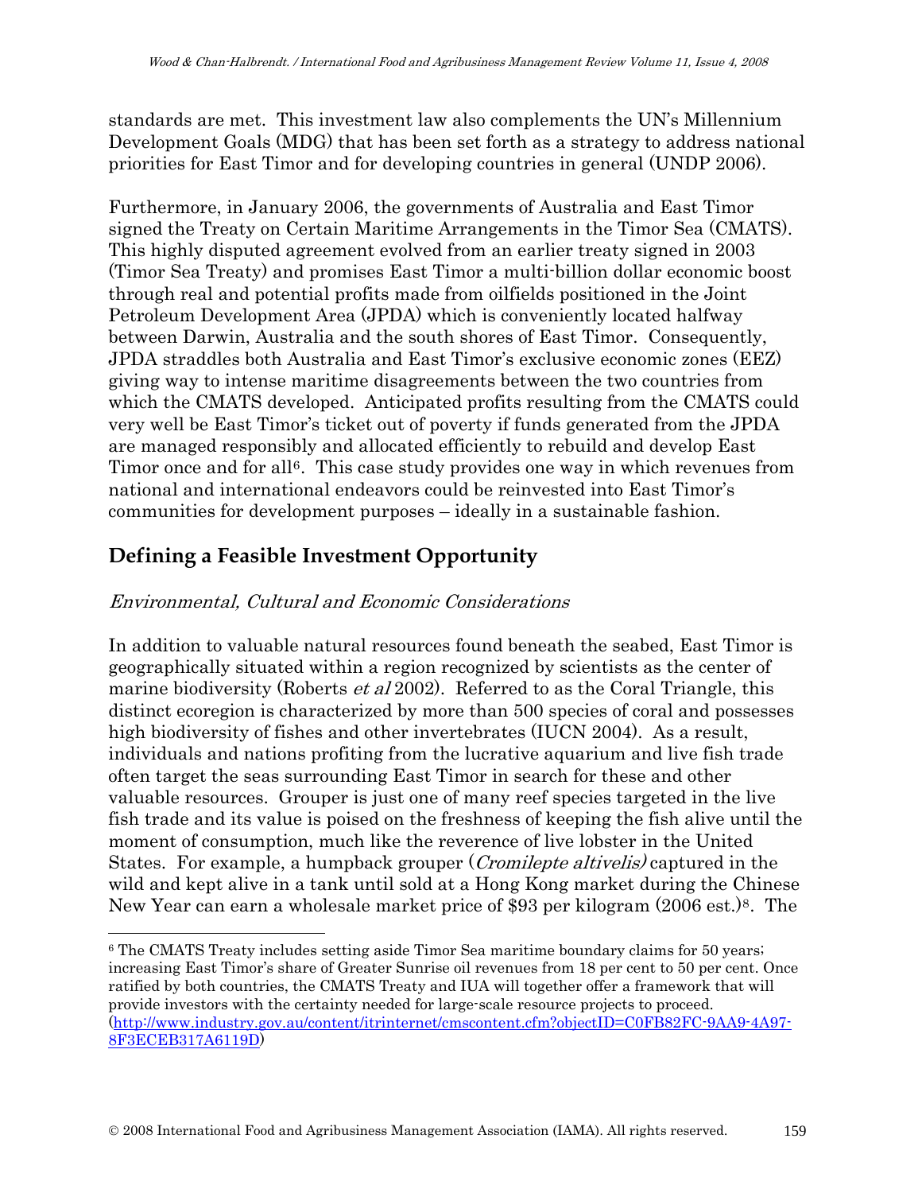standards are met. This investment law also complements the UN's Millennium Development Goals (MDG) that has been set forth as a strategy to address national priorities for East Timor and for developing countries in general (UNDP 2006).

Furthermore, in January 2006, the governments of Australia and East Timor signed the Treaty on Certain Maritime Arrangements in the Timor Sea (CMATS). This highly disputed agreement evolved from an earlier treaty signed in 2003 (Timor Sea Treaty) and promises East Timor a multi-billion dollar economic boost through real and potential profits made from oilfields positioned in the Joint Petroleum Development Area (JPDA) which is conveniently located halfway between Darwin, Australia and the south shores of East Timor. Consequently, JPDA straddles both Australia and East Timor's exclusive economic zones (EEZ) giving way to intense maritime disagreements between the two countries from which the CMATS developed. Anticipated profits resulting from the CMATS could very well be East Timor's ticket out of poverty if funds generated from the JPDA are managed responsibly and allocated efficiently to rebuild and develop East Timor once and for all[6]. This case study provides one way in which revenues from national and international endeavors could be reinvested into East Timor's communities for development purposes – ideally in a sustainable fashion.

## Defining a Feasible Investment Opportunity

### *Environmental, Cultural and Economic Considerations*

In addition to valuable natural resources found beneath the seabed, East Timor is geographically situated within a region recognized by scientists as the center of marine biodiversity (Roberts *et al* 2002). Referred to as the Coral Triangle, this distinct ecoregion is characterized by more than 500 species of coral and possesses high biodiversity of fishes and other invertebrates (IUCN 2004). As a result, individuals and nations profiting from the lucrative aquarium and live fish trade often target the seas surrounding East Timor in search for these and other valuable resources. Grouper is just one of many reef species targeted in the live fish trade and its value is poised on the freshness of keeping the fish alive until the moment of consumption, much like the reverence of live lobster in the United States. For example, a humpback grouper (*Cromilepte altivelis)* captured in the wild and kept alive in a tank until sold at a Hong Kong market during the Chinese New Year can earn a wholesale market price of $93 per kilogram (2006 est.)[8]. The

---

[6] The CMATS Treaty includes setting aside Timor Sea maritime boundary claims for 50 years; increasing East Timor's share of Greater Sunrise oil revenues from 18 per cent to 50 per cent. Once ratified by both countries, the CMATS Treaty and IUA will together offer a framework that will provide investors with the certainty needed for large-scale resource projects to proceed. (http://www.industry.gov.au/content/itrinternet/cmscontent.cfm?objectID=C0FB82FC-9AA9-4A97-8F3ECEB317A6119D)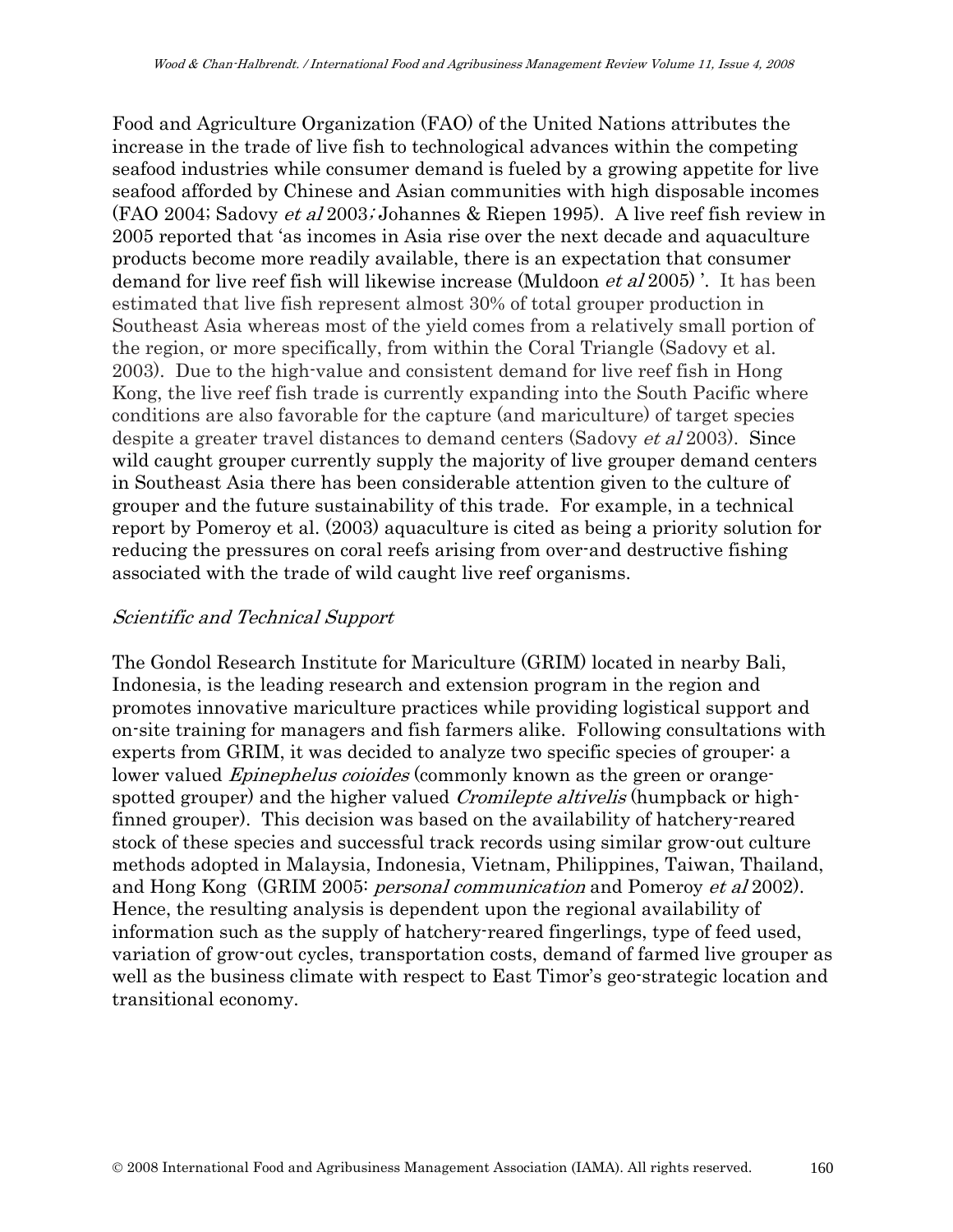Food and Agriculture Organization (FAO) of the United Nations attributes the increase in the trade of live fish to technological advances within the competing seafood industries while consumer demand is fueled by a growing appetite for live seafood afforded by Chinese and Asian communities with high disposable incomes (FAO 2004; Sadovy *et al* 2003; Johannes & Riepen 1995). A live reef fish review in 2005 reported that 'as incomes in Asia rise over the next decade and aquaculture products become more readily available, there is an expectation that consumer demand for live reef fish will likewise increase (Muldoon *et al* 2005) '. It has been estimated that live fish represent almost 30% of total grouper production in Southeast Asia whereas most of the yield comes from a relatively small portion of the region, or more specifically, from within the Coral Triangle (Sadovy et al. 2003). Due to the high-value and consistent demand for live reef fish in Hong Kong, the live reef fish trade is currently expanding into the South Pacific where conditions are also favorable for the capture (and mariculture) of target species despite a greater travel distances to demand centers (Sadovy *et al* 2003). Since wild caught grouper currently supply the majority of live grouper demand centers in Southeast Asia there has been considerable attention given to the culture of grouper and the future sustainability of this trade. For example, in a technical report by Pomeroy et al. (2003) aquaculture is cited as being a priority solution for reducing the pressures on coral reefs arising from over-and destructive fishing associated with the trade of wild caught live reef organisms.

*Scientific and Technical Support*

The Gondol Research Institute for Mariculture (GRIM) located in nearby Bali, Indonesia, is the leading research and extension program in the region and promotes innovative mariculture practices while providing logistical support and on-site training for managers and fish farmers alike. Following consultations with experts from GRIM, it was decided to analyze two specific species of grouper: a lower valued *Epinephelus coioides* (commonly known as the green or orange-spotted grouper) and the higher valued *Cromilepte altivelis* (humpback or high-finned grouper). This decision was based on the availability of hatchery-reared stock of these species and successful track records using similar grow-out culture methods adopted in Malaysia, Indonesia, Vietnam, Philippines, Taiwan, Thailand, and Hong Kong (GRIM 2005: *personal communication* and Pomeroy *et al* 2002). Hence, the resulting analysis is dependent upon the regional availability of information such as the supply of hatchery-reared fingerlings, type of feed used, variation of grow-out cycles, transportation costs, demand of farmed live grouper as well as the business climate with respect to East Timor's geo-strategic location and transitional economy.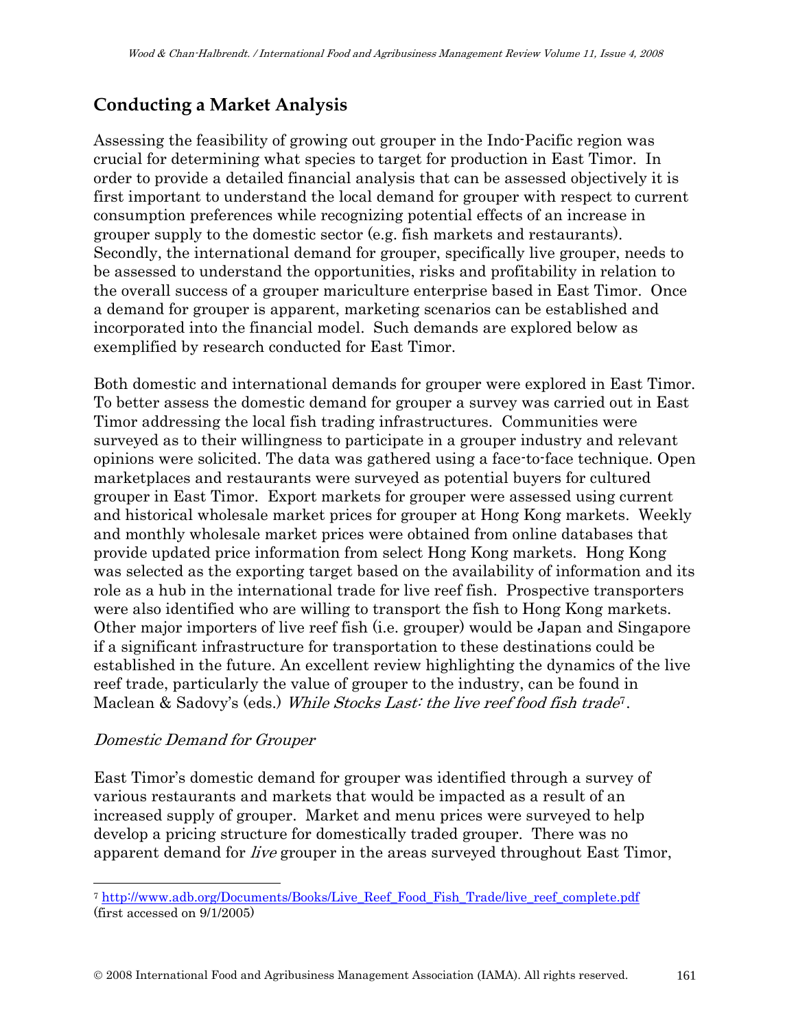## Conducting a Market Analysis

Assessing the feasibility of growing out grouper in the Indo-Pacific region was crucial for determining what species to target for production in East Timor. In order to provide a detailed financial analysis that can be assessed objectively it is first important to understand the local demand for grouper with respect to current consumption preferences while recognizing potential effects of an increase in grouper supply to the domestic sector (e.g. fish markets and restaurants). Secondly, the international demand for grouper, specifically live grouper, needs to be assessed to understand the opportunities, risks and profitability in relation to the overall success of a grouper mariculture enterprise based in East Timor. Once a demand for grouper is apparent, marketing scenarios can be established and incorporated into the financial model. Such demands are explored below as exemplified by research conducted for East Timor.

Both domestic and international demands for grouper were explored in East Timor. To better assess the domestic demand for grouper a survey was carried out in East Timor addressing the local fish trading infrastructures. Communities were surveyed as to their willingness to participate in a grouper industry and relevant opinions were solicited. The data was gathered using a face-to-face technique. Open marketplaces and restaurants were surveyed as potential buyers for cultured grouper in East Timor. Export markets for grouper were assessed using current and historical wholesale market prices for grouper at Hong Kong markets. Weekly and monthly wholesale market prices were obtained from online databases that provide updated price information from select Hong Kong markets. Hong Kong was selected as the exporting target based on the availability of information and its role as a hub in the international trade for live reef fish. Prospective transporters were also identified who are willing to transport the fish to Hong Kong markets. Other major importers of live reef fish (i.e. grouper) would be Japan and Singapore if a significant infrastructure for transportation to these destinations could be established in the future. An excellent review highlighting the dynamics of the live reef trade, particularly the value of grouper to the industry, can be found in Maclean & Sadovy's (eds.) *While Stocks Last: the live reef food fish trade*[7].

### *Domestic Demand for Grouper*

East Timor's domestic demand for grouper was identified through a survey of various restaurants and markets that would be impacted as a result of an increased supply of grouper. Market and menu prices were surveyed to help develop a pricing structure for domestically traded grouper. There was no apparent demand for *live* grouper in the areas surveyed throughout East Timor,

[7] http://www.adb.org/Documents/Books/Live_Reef_Food_Fish_Trade/live_reef_complete.pdf (first accessed on 9/1/2005)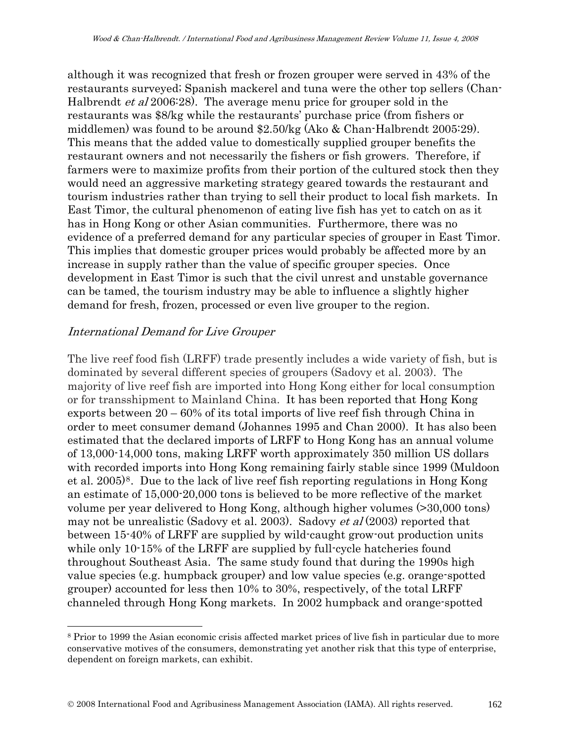although it was recognized that fresh or frozen grouper were served in 43% of the restaurants surveyed; Spanish mackerel and tuna were the other top sellers (Chan-Halbrendt *et al* 2006:28). The average menu price for grouper sold in the restaurants was \$8/kg while the restaurants' purchase price (from fishers or middlemen) was found to be around \$2.50/kg (Ako & Chan-Halbrendt 2005:29). This means that the added value to domestically supplied grouper benefits the restaurant owners and not necessarily the fishers or fish growers. Therefore, if farmers were to maximize profits from their portion of the cultured stock then they would need an aggressive marketing strategy geared towards the restaurant and tourism industries rather than trying to sell their product to local fish markets. In East Timor, the cultural phenomenon of eating live fish has yet to catch on as it has in Hong Kong or other Asian communities. Furthermore, there was no evidence of a preferred demand for any particular species of grouper in East Timor. This implies that domestic grouper prices would probably be affected more by an increase in supply rather than the value of specific grouper species. Once development in East Timor is such that the civil unrest and unstable governance can be tamed, the tourism industry may be able to influence a slightly higher demand for fresh, frozen, processed or even live grouper to the region.

### *International Demand for Live Grouper*

The live reef food fish (LRFF) trade presently includes a wide variety of fish, but is dominated by several different species of groupers (Sadovy et al. 2003). The majority of live reef fish are imported into Hong Kong either for local consumption or for transshipment to Mainland China. It has been reported that Hong Kong exports between 20 – 60% of its total imports of live reef fish through China in order to meet consumer demand (Johannes 1995 and Chan 2000). It has also been estimated that the declared imports of LRFF to Hong Kong has an annual volume of 13,000-14,000 tons, making LRFF worth approximately 350 million US dollars with recorded imports into Hong Kong remaining fairly stable since 1999 (Muldoon et al. 2005)[8]. Due to the lack of live reef fish reporting regulations in Hong Kong an estimate of 15,000-20,000 tons is believed to be more reflective of the market volume per year delivered to Hong Kong, although higher volumes (>30,000 tons) may not be unrealistic (Sadovy et al. 2003). Sadovy *et al* (2003) reported that between 15-40% of LRFF are supplied by wild-caught grow-out production units while only 10-15% of the LRFF are supplied by full-cycle hatcheries found throughout Southeast Asia. The same study found that during the 1990s high value species (e.g. humpback grouper) and low value species (e.g. orange-spotted grouper) accounted for less then 10% to 30%, respectively, of the total LRFF channeled through Hong Kong markets. In 2002 humpback and orange-spotted

---

[8] Prior to 1999 the Asian economic crisis affected market prices of live fish in particular due to more conservative motives of the consumers, demonstrating yet another risk that this type of enterprise, dependent on foreign markets, can exhibit.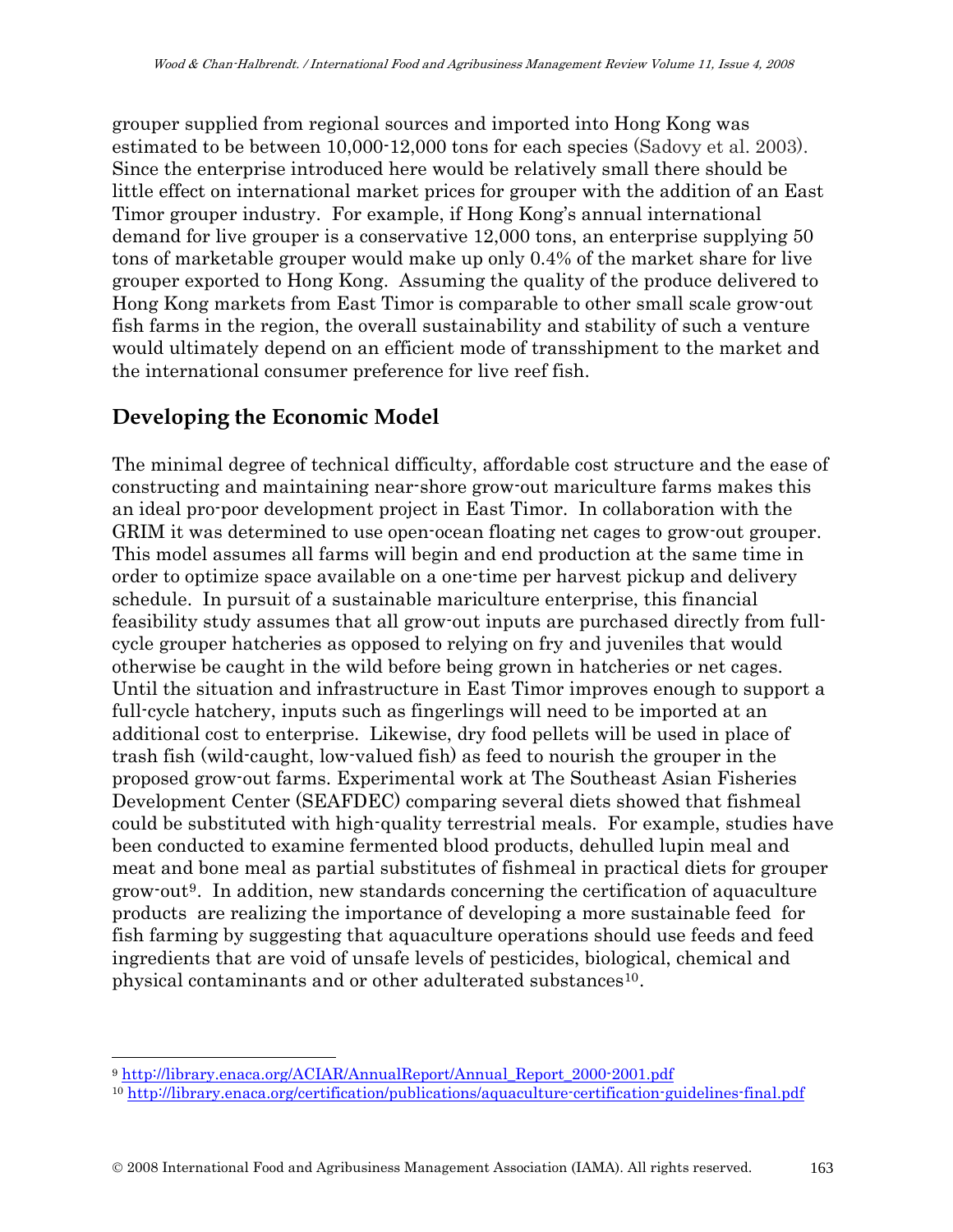grouper supplied from regional sources and imported into Hong Kong was estimated to be between 10,000-12,000 tons for each species (Sadovy et al. 2003). Since the enterprise introduced here would be relatively small there should be little effect on international market prices for grouper with the addition of an East Timor grouper industry. For example, if Hong Kong's annual international demand for live grouper is a conservative 12,000 tons, an enterprise supplying 50 tons of marketable grouper would make up only 0.4% of the market share for live grouper exported to Hong Kong. Assuming the quality of the produce delivered to Hong Kong markets from East Timor is comparable to other small scale grow-out fish farms in the region, the overall sustainability and stability of such a venture would ultimately depend on an efficient mode of transshipment to the market and the international consumer preference for live reef fish.

## Developing the Economic Model

The minimal degree of technical difficulty, affordable cost structure and the ease of constructing and maintaining near-shore grow-out mariculture farms makes this an ideal pro-poor development project in East Timor. In collaboration with the GRIM it was determined to use open-ocean floating net cages to grow-out grouper. This model assumes all farms will begin and end production at the same time in order to optimize space available on a one-time per harvest pickup and delivery schedule. In pursuit of a sustainable mariculture enterprise, this financial feasibility study assumes that all grow-out inputs are purchased directly from full-cycle grouper hatcheries as opposed to relying on fry and juveniles that would otherwise be caught in the wild before being grown in hatcheries or net cages. Until the situation and infrastructure in East Timor improves enough to support a full-cycle hatchery, inputs such as fingerlings will need to be imported at an additional cost to enterprise. Likewise, dry food pellets will be used in place of trash fish (wild-caught, low-valued fish) as feed to nourish the grouper in the proposed grow-out farms. Experimental work at The Southeast Asian Fisheries Development Center (SEAFDEC) comparing several diets showed that fishmeal could be substituted with high-quality terrestrial meals. For example, studies have been conducted to examine fermented blood products, dehulled lupin meal and meat and bone meal as partial substitutes of fishmeal in practical diets for grouper grow-out[9]. In addition, new standards concerning the certification of aquaculture products are realizing the importance of developing a more sustainable feed for fish farming by suggesting that aquaculture operations should use feeds and feed ingredients that are void of unsafe levels of pesticides, biological, chemical and physical contaminants and or other adulterated substances[10].

---

[9] http://library.enaca.org/ACIAR/AnnualReport/Annual_Report_2000-2001.pdf

[10] http://library.enaca.org/certification/publications/aquaculture-certification-guidelines-final.pdf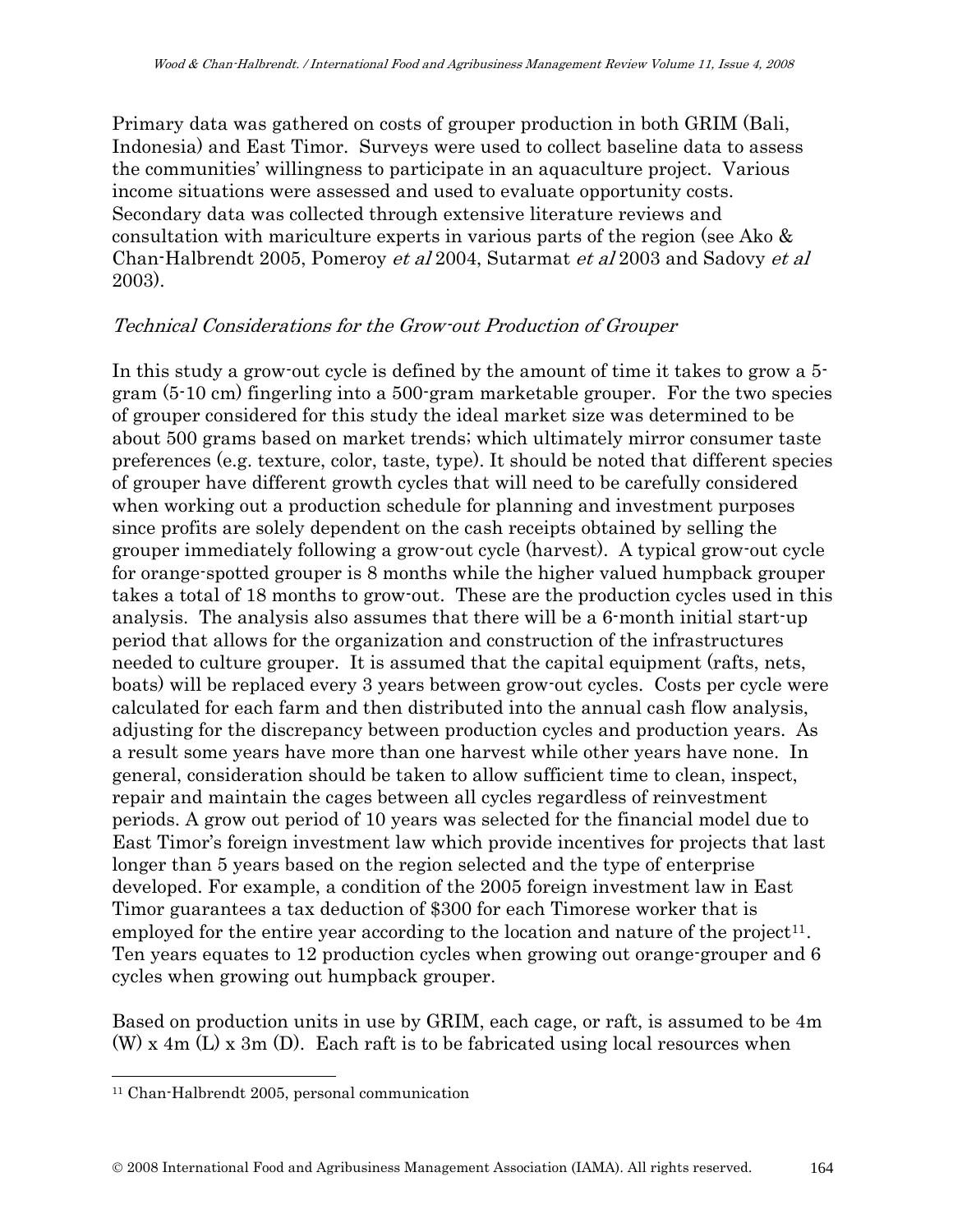Primary data was gathered on costs of grouper production in both GRIM (Bali, Indonesia) and East Timor. Surveys were used to collect baseline data to assess the communities' willingness to participate in an aquaculture project. Various income situations were assessed and used to evaluate opportunity costs. Secondary data was collected through extensive literature reviews and consultation with mariculture experts in various parts of the region (see Ako & Chan-Halbrendt 2005, Pomeroy *et al* 2004, Sutarmat *et al* 2003 and Sadovy *et al* 2003).

### *Technical Considerations for the Grow-out Production of Grouper*

In this study a grow-out cycle is defined by the amount of time it takes to grow a 5-gram (5-10 cm) fingerling into a 500-gram marketable grouper. For the two species of grouper considered for this study the ideal market size was determined to be about 500 grams based on market trends; which ultimately mirror consumer taste preferences (e.g. texture, color, taste, type). It should be noted that different species of grouper have different growth cycles that will need to be carefully considered when working out a production schedule for planning and investment purposes since profits are solely dependent on the cash receipts obtained by selling the grouper immediately following a grow-out cycle (harvest). A typical grow-out cycle for orange-spotted grouper is 8 months while the higher valued humpback grouper takes a total of 18 months to grow-out. These are the production cycles used in this analysis. The analysis also assumes that there will be a 6-month initial start-up period that allows for the organization and construction of the infrastructures needed to culture grouper. It is assumed that the capital equipment (rafts, nets, boats) will be replaced every 3 years between grow-out cycles. Costs per cycle were calculated for each farm and then distributed into the annual cash flow analysis, adjusting for the discrepancy between production cycles and production years. As a result some years have more than one harvest while other years have none. In general, consideration should be taken to allow sufficient time to clean, inspect, repair and maintain the cages between all cycles regardless of reinvestment periods. A grow out period of 10 years was selected for the financial model due to East Timor's foreign investment law which provide incentives for projects that last longer than 5 years based on the region selected and the type of enterprise developed. For example, a condition of the 2005 foreign investment law in East Timor guarantees a tax deduction of $300 for each Timorese worker that is employed for the entire year according to the location and nature of the project[11]. Ten years equates to 12 production cycles when growing out orange-grouper and 6 cycles when growing out humpback grouper.

Based on production units in use by GRIM, each cage, or raft, is assumed to be 4m (W) x 4m (L) x 3m (D). Each raft is to be fabricated using local resources when

[11] Chan-Halbrendt 2005, personal communication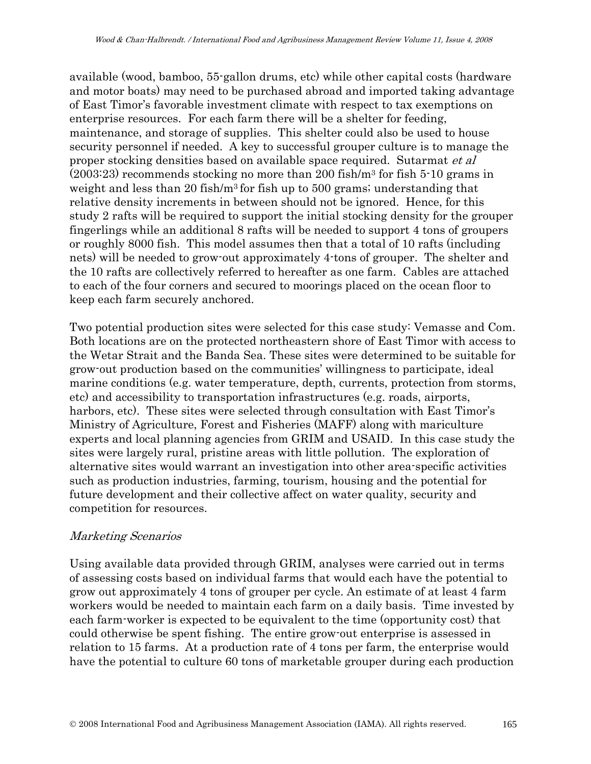available (wood, bamboo, 55-gallon drums, etc) while other capital costs (hardware and motor boats) may need to be purchased abroad and imported taking advantage of East Timor's favorable investment climate with respect to tax exemptions on enterprise resources. For each farm there will be a shelter for feeding, maintenance, and storage of supplies. This shelter could also be used to house security personnel if needed. A key to successful grouper culture is to manage the proper stocking densities based on available space required. Sutarmat *et al* (2003:23) recommends stocking no more than 200 fish/m$^3$ for fish 5-10 grams in weight and less than 20 fish/m$^3$ for fish up to 500 grams; understanding that relative density increments in between should not be ignored. Hence, for this study 2 rafts will be required to support the initial stocking density for the grouper fingerlings while an additional 8 rafts will be needed to support 4 tons of groupers or roughly 8000 fish. This model assumes then that a total of 10 rafts (including nets) will be needed to grow-out approximately 4-tons of grouper. The shelter and the 10 rafts are collectively referred to hereafter as one farm. Cables are attached to each of the four corners and secured to moorings placed on the ocean floor to keep each farm securely anchored.

Two potential production sites were selected for this case study: Vemasse and Com. Both locations are on the protected northeastern shore of East Timor with access to the Wetar Strait and the Banda Sea. These sites were determined to be suitable for grow-out production based on the communities' willingness to participate, ideal marine conditions (e.g. water temperature, depth, currents, protection from storms, etc) and accessibility to transportation infrastructures (e.g. roads, airports, harbors, etc). These sites were selected through consultation with East Timor's Ministry of Agriculture, Forest and Fisheries (MAFF) along with mariculture experts and local planning agencies from GRIM and USAID. In this case study the sites were largely rural, pristine areas with little pollution. The exploration of alternative sites would warrant an investigation into other area-specific activities such as production industries, farming, tourism, housing and the potential for future development and their collective affect on water quality, security and competition for resources.

### *Marketing Scenarios*

Using available data provided through GRIM, analyses were carried out in terms of assessing costs based on individual farms that would each have the potential to grow out approximately 4 tons of grouper per cycle. An estimate of at least 4 farm workers would be needed to maintain each farm on a daily basis. Time invested by each farm-worker is expected to be equivalent to the time (opportunity cost) that could otherwise be spent fishing. The entire grow-out enterprise is assessed in relation to 15 farms. At a production rate of 4 tons per farm, the enterprise would have the potential to culture 60 tons of marketable grouper during each production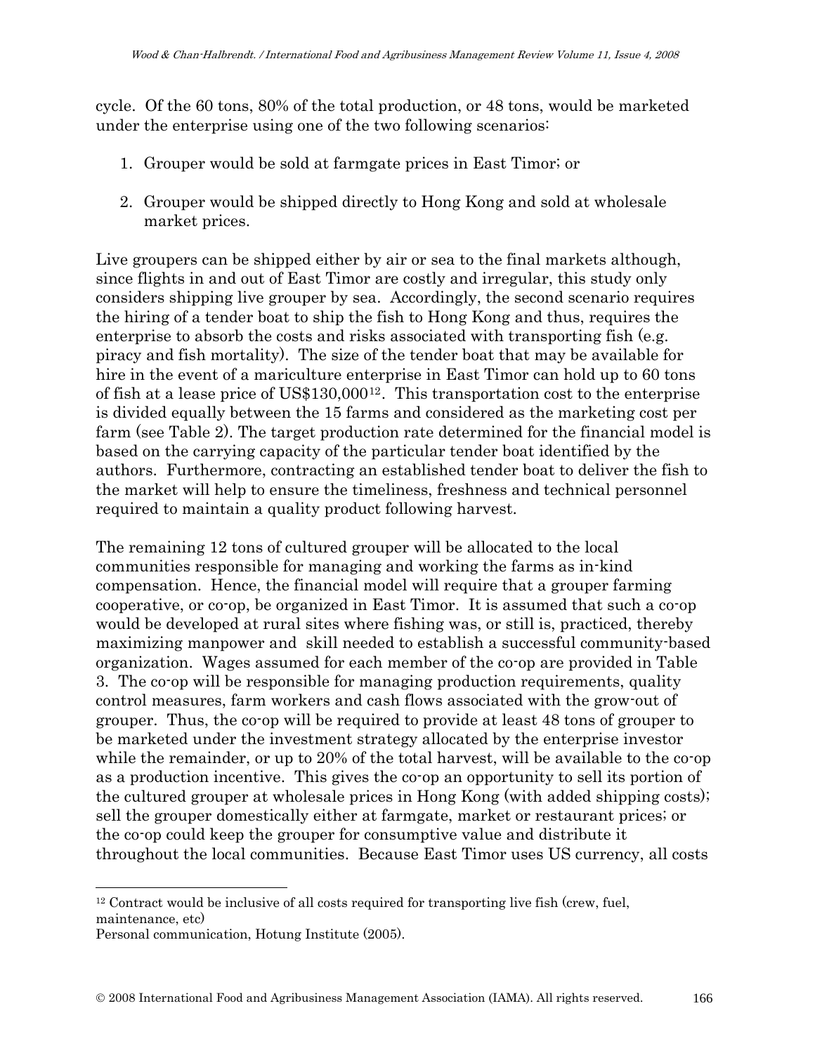cycle. Of the 60 tons, 80% of the total production, or 48 tons, would be marketed under the enterprise using one of the two following scenarios:

1. Grouper would be sold at farmgate prices in East Timor; or

2. Grouper would be shipped directly to Hong Kong and sold at wholesale market prices.

Live groupers can be shipped either by air or sea to the final markets although, since flights in and out of East Timor are costly and irregular, this study only considers shipping live grouper by sea. Accordingly, the second scenario requires the hiring of a tender boat to ship the fish to Hong Kong and thus, requires the enterprise to absorb the costs and risks associated with transporting fish (e.g. piracy and fish mortality). The size of the tender boat that may be available for hire in the event of a mariculture enterprise in East Timor can hold up to 60 tons of fish at a lease price of US$130,000[12]. This transportation cost to the enterprise is divided equally between the 15 farms and considered as the marketing cost per farm (see Table 2). The target production rate determined for the financial model is based on the carrying capacity of the particular tender boat identified by the authors. Furthermore, contracting an established tender boat to deliver the fish to the market will help to ensure the timeliness, freshness and technical personnel required to maintain a quality product following harvest.

The remaining 12 tons of cultured grouper will be allocated to the local communities responsible for managing and working the farms as in-kind compensation. Hence, the financial model will require that a grouper farming cooperative, or co-op, be organized in East Timor. It is assumed that such a co-op would be developed at rural sites where fishing was, or still is, practiced, thereby maximizing manpower and skill needed to establish a successful community-based organization. Wages assumed for each member of the co-op are provided in Table 3. The co-op will be responsible for managing production requirements, quality control measures, farm workers and cash flows associated with the grow-out of grouper. Thus, the co-op will be required to provide at least 48 tons of grouper to be marketed under the investment strategy allocated by the enterprise investor while the remainder, or up to 20% of the total harvest, will be available to the co-op as a production incentive. This gives the co-op an opportunity to sell its portion of the cultured grouper at wholesale prices in Hong Kong (with added shipping costs); sell the grouper domestically either at farmgate, market or restaurant prices; or the co-op could keep the grouper for consumptive value and distribute it throughout the local communities. Because East Timor uses US currency, all costs

---

[12] Contract would be inclusive of all costs required for transporting live fish (crew, fuel, maintenance, etc)
Personal communication, Hotung Institute (2005).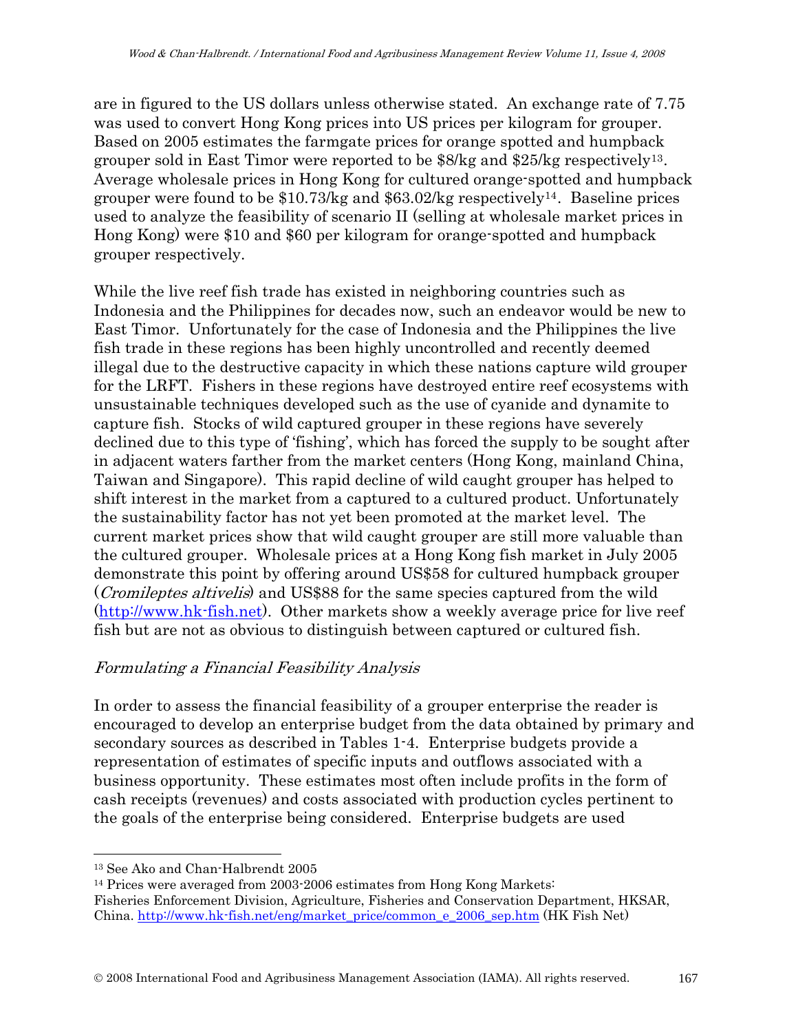are in figured to the US dollars unless otherwise stated. An exchange rate of 7.75 was used to convert Hong Kong prices into US prices per kilogram for grouper. Based on 2005 estimates the farmgate prices for orange spotted and humpback grouper sold in East Timor were reported to be $8/kg and $25/kg respectively[13]. Average wholesale prices in Hong Kong for cultured orange-spotted and humpback grouper were found to be $10.73/kg and $63.02/kg respectively[14]. Baseline prices used to analyze the feasibility of scenario II (selling at wholesale market prices in Hong Kong) were $10 and $60 per kilogram for orange-spotted and humpback grouper respectively.

While the live reef fish trade has existed in neighboring countries such as Indonesia and the Philippines for decades now, such an endeavor would be new to East Timor. Unfortunately for the case of Indonesia and the Philippines the live fish trade in these regions has been highly uncontrolled and recently deemed illegal due to the destructive capacity in which these nations capture wild grouper for the LRFT. Fishers in these regions have destroyed entire reef ecosystems with unsustainable techniques developed such as the use of cyanide and dynamite to capture fish. Stocks of wild captured grouper in these regions have severely declined due to this type of 'fishing', which has forced the supply to be sought after in adjacent waters farther from the market centers (Hong Kong, mainland China, Taiwan and Singapore). This rapid decline of wild caught grouper has helped to shift interest in the market from a captured to a cultured product. Unfortunately the sustainability factor has not yet been promoted at the market level. The current market prices show that wild caught grouper are still more valuable than the cultured grouper. Wholesale prices at a Hong Kong fish market in July 2005 demonstrate this point by offering around US$58 for cultured humpback grouper (*Cromileptes altivelis*) and US$88 for the same species captured from the wild (http://www.hk-fish.net). Other markets show a weekly average price for live reef fish but are not as obvious to distinguish between captured or cultured fish.

### *Formulating a Financial Feasibility Analysis*

In order to assess the financial feasibility of a grouper enterprise the reader is encouraged to develop an enterprise budget from the data obtained by primary and secondary sources as described in Tables 1-4. Enterprise budgets provide a representation of estimates of specific inputs and outflows associated with a business opportunity. These estimates most often include profits in the form of cash receipts (revenues) and costs associated with production cycles pertinent to the goals of the enterprise being considered. Enterprise budgets are used

---

[13] See Ako and Chan-Halbrendt 2005

[14] Prices were averaged from 2003-2006 estimates from Hong Kong Markets: Fisheries Enforcement Division, Agriculture, Fisheries and Conservation Department, HKSAR, China. http://www.hk-fish.net/eng/market_price/common_e_2006_sep.htm (HK Fish Net)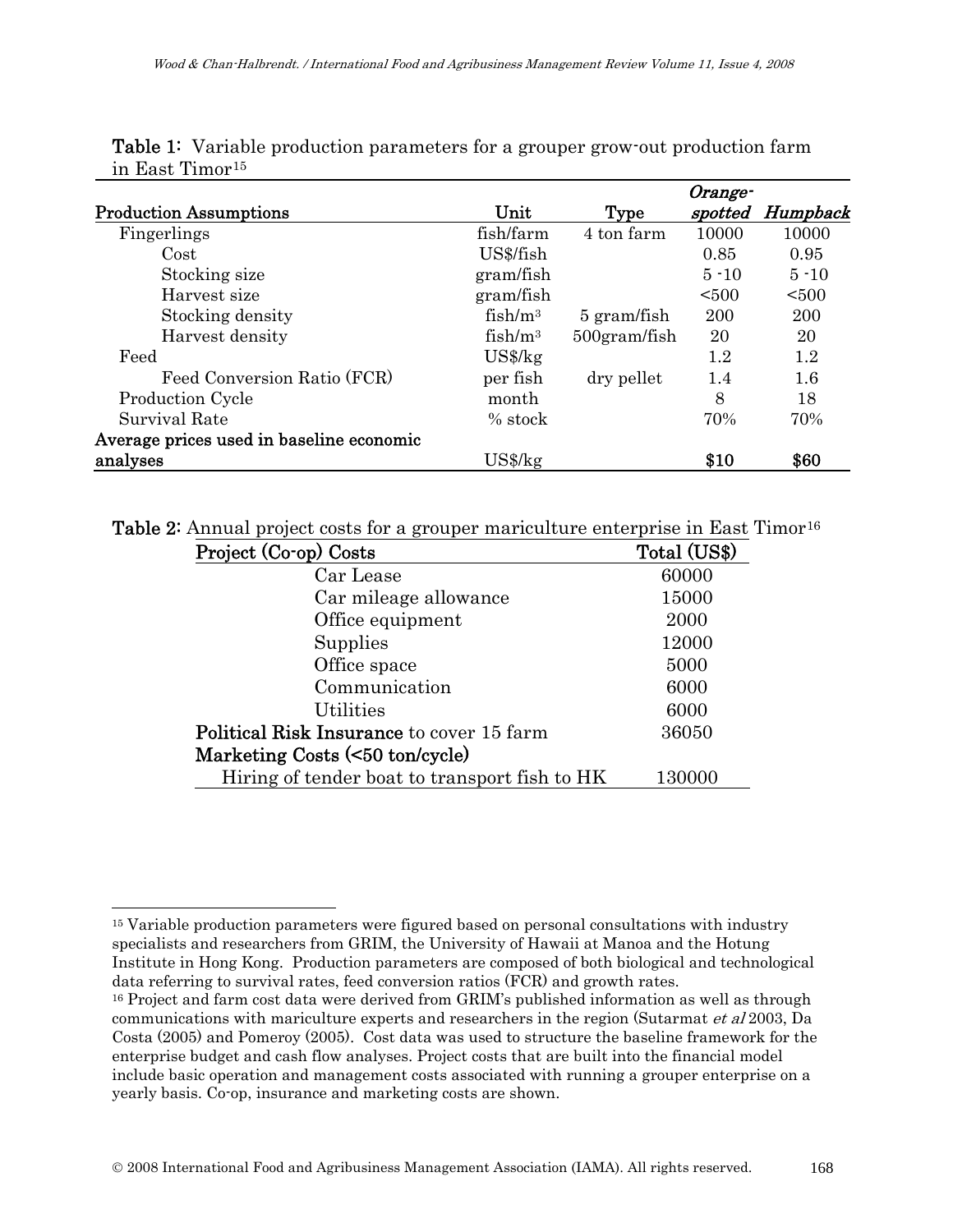**Table 1:** Variable production parameters for a grouper grow-out production farm in East Timor[15]

| Production Assumptions | Unit | Type | *Orange-spotted* | *Humpback* |
|---|---|---|---|---|
| Fingerlings | fish/farm | 4 ton farm | 10000 | 10000 |
| Cost | US$/fish | | 0.85 | 0.95 |
| Stocking size | gram/fish | | 5 -10 | 5 -10 |
| Harvest size | gram/fish | | <500 | <500 |
| Stocking density | fish/m$^3$ | 5 gram/fish | 200 | 200 |
| Harvest density | fish/m$^3$ | 500gram/fish | 20 | 20 |
| Feed | US$/kg | | 1.2 | 1.2 |
| Feed Conversion Ratio (FCR) | per fish | dry pellet | 1.4 | 1.6 |
| Production Cycle | month | | 8 | 18 |
| Survival Rate | % stock | | 70% | 70% |
| **Average prices used in baseline economic analyses** | US$/kg | | **$10** | **$60** |

**Table 2:** Annual project costs for a grouper mariculture enterprise in East Timor[16]

| Project (Co-op) Costs | Total (US$) |
|---|---|
| Car Lease | 60000 |
| Car mileage allowance | 15000 |
| Office equipment | 2000 |
| Supplies | 12000 |
| Office space | 5000 |
| Communication | 6000 |
| Utilities | 6000 |
| **Political Risk Insurance** to cover 15 farm | 36050 |
| **Marketing Costs (<50 ton/cycle)** | |
| Hiring of tender boat to transport fish to HK | 130000 |

[15] Variable production parameters were figured based on personal consultations with industry specialists and researchers from GRIM, the University of Hawaii at Manoa and the Hotung Institute in Hong Kong. Production parameters are composed of both biological and technological data referring to survival rates, feed conversion ratios (FCR) and growth rates.

[16] Project and farm cost data were derived from GRIM's published information as well as through communications with mariculture experts and researchers in the region (Sutarmat *et al* 2003, Da Costa (2005) and Pomeroy (2005). Cost data was used to structure the baseline framework for the enterprise budget and cash flow analyses. Project costs that are built into the financial model include basic operation and management costs associated with running a grouper enterprise on a yearly basis. Co-op, insurance and marketing costs are shown.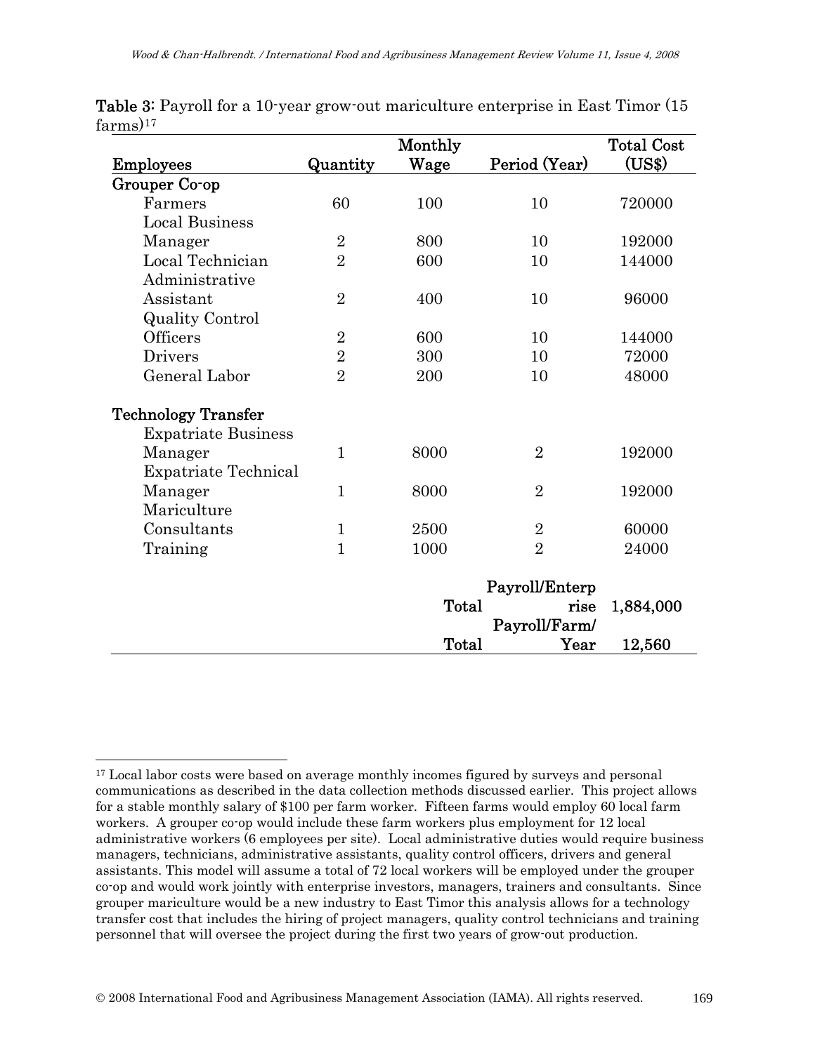**Table 3:** Payroll for a 10-year grow-out mariculture enterprise in East Timor (15 farms)[17]

| Employees | Quantity | Monthly Wage | Period (Year) | Total Cost (US$) |
|---|---|---|---|---|
| **Grouper Co-op** | | | | |
| Farmers | 60 | 100 | 10 | 720000 |
| Local Business Manager | 2 | 800 | 10 | 192000 |
| Local Technician | 2 | 600 | 10 | 144000 |
| Administrative Assistant | 2 | 400 | 10 | 96000 |
| Quality Control Officers | 2 | 600 | 10 | 144000 |
| Drivers | 2 | 300 | 10 | 72000 |
| General Labor | 2 | 200 | 10 | 48000 |
| **Technology Transfer** | | | | |
| Expatriate Business Manager | 1 | 8000 | 2 | 192000 |
| Expatriate Technical Manager | 1 | 8000 | 2 | 192000 |
| Mariculture Consultants | 1 | 2500 | 2 | 60000 |
| Training | 1 | 1000 | 2 | 24000 |
| | | **Total** | **Payroll/Enterprise** | **1,884,000** |
| | | **Total** | **Payroll/Farm/Year** | **12,560** |

[17] Local labor costs were based on average monthly incomes figured by surveys and personal communications as described in the data collection methods discussed earlier. This project allows for a stable monthly salary of $100 per farm worker. Fifteen farms would employ 60 local farm workers. A grouper co-op would include these farm workers plus employment for 12 local administrative workers (6 employees per site). Local administrative duties would require business managers, technicians, administrative assistants, quality control officers, drivers and general assistants. This model will assume a total of 72 local workers will be employed under the grouper co-op and would work jointly with enterprise investors, managers, trainers and consultants. Since grouper mariculture would be a new industry to East Timor this analysis allows for a technology transfer cost that includes the hiring of project managers, quality control technicians and training personnel that will oversee the project during the first two years of grow-out production.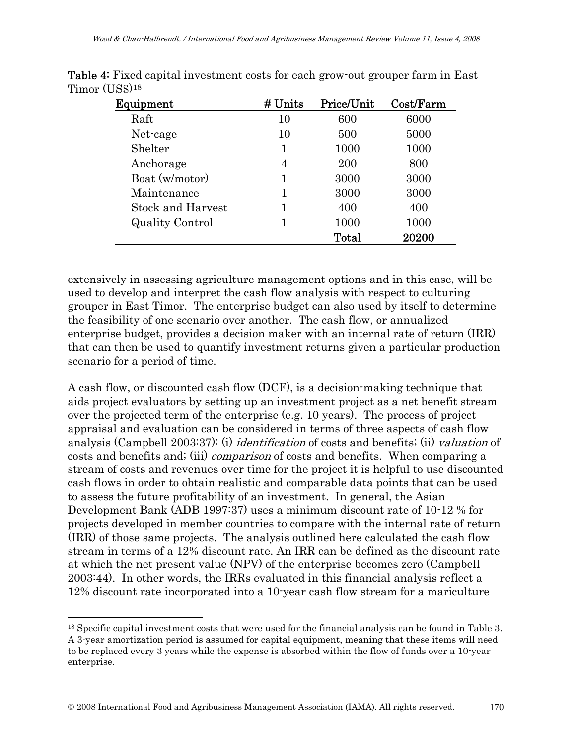**Table 4**: Fixed capital investment costs for each grow-out grouper farm in East Timor (US$)[18]

| Equipment | # Units | Price/Unit | Cost/Farm |
|---|---|---|---|
| Raft | 10 | 600 | 6000 |
| Net-cage | 10 | 500 | 5000 |
| Shelter | 1 | 1000 | 1000 |
| Anchorage | 4 | 200 | 800 |
| Boat (w/motor) | 1 | 3000 | 3000 |
| Maintenance | 1 | 3000 | 3000 |
| Stock and Harvest | 1 | 400 | 400 |
| Quality Control | 1 | 1000 | 1000 |
| | | **Total** | **20200** |

extensively in assessing agriculture management options and in this case, will be used to develop and interpret the cash flow analysis with respect to culturing grouper in East Timor. The enterprise budget can also used by itself to determine the feasibility of one scenario over another. The cash flow, or annualized enterprise budget, provides a decision maker with an internal rate of return (IRR) that can then be used to quantify investment returns given a particular production scenario for a period of time.

A cash flow, or discounted cash flow (DCF), is a decision-making technique that aids project evaluators by setting up an investment project as a net benefit stream over the projected term of the enterprise (e.g. 10 years). The process of project appraisal and evaluation can be considered in terms of three aspects of cash flow analysis (Campbell 2003:37): (i) *identification* of costs and benefits; (ii) *valuation* of costs and benefits and; (iii) *comparison* of costs and benefits. When comparing a stream of costs and revenues over time for the project it is helpful to use discounted cash flows in order to obtain realistic and comparable data points that can be used to assess the future profitability of an investment. In general, the Asian Development Bank (ADB 1997:37) uses a minimum discount rate of 10-12 % for projects developed in member countries to compare with the internal rate of return (IRR) of those same projects. The analysis outlined here calculated the cash flow stream in terms of a 12% discount rate. An IRR can be defined as the discount rate at which the net present value (NPV) of the enterprise becomes zero (Campbell 2003:44). In other words, the IRRs evaluated in this financial analysis reflect a 12% discount rate incorporated into a 10-year cash flow stream for a mariculture

---

[18] Specific capital investment costs that were used for the financial analysis can be found in Table 3. A 3-year amortization period is assumed for capital equipment, meaning that these items will need to be replaced every 3 years while the expense is absorbed within the flow of funds over a 10-year enterprise.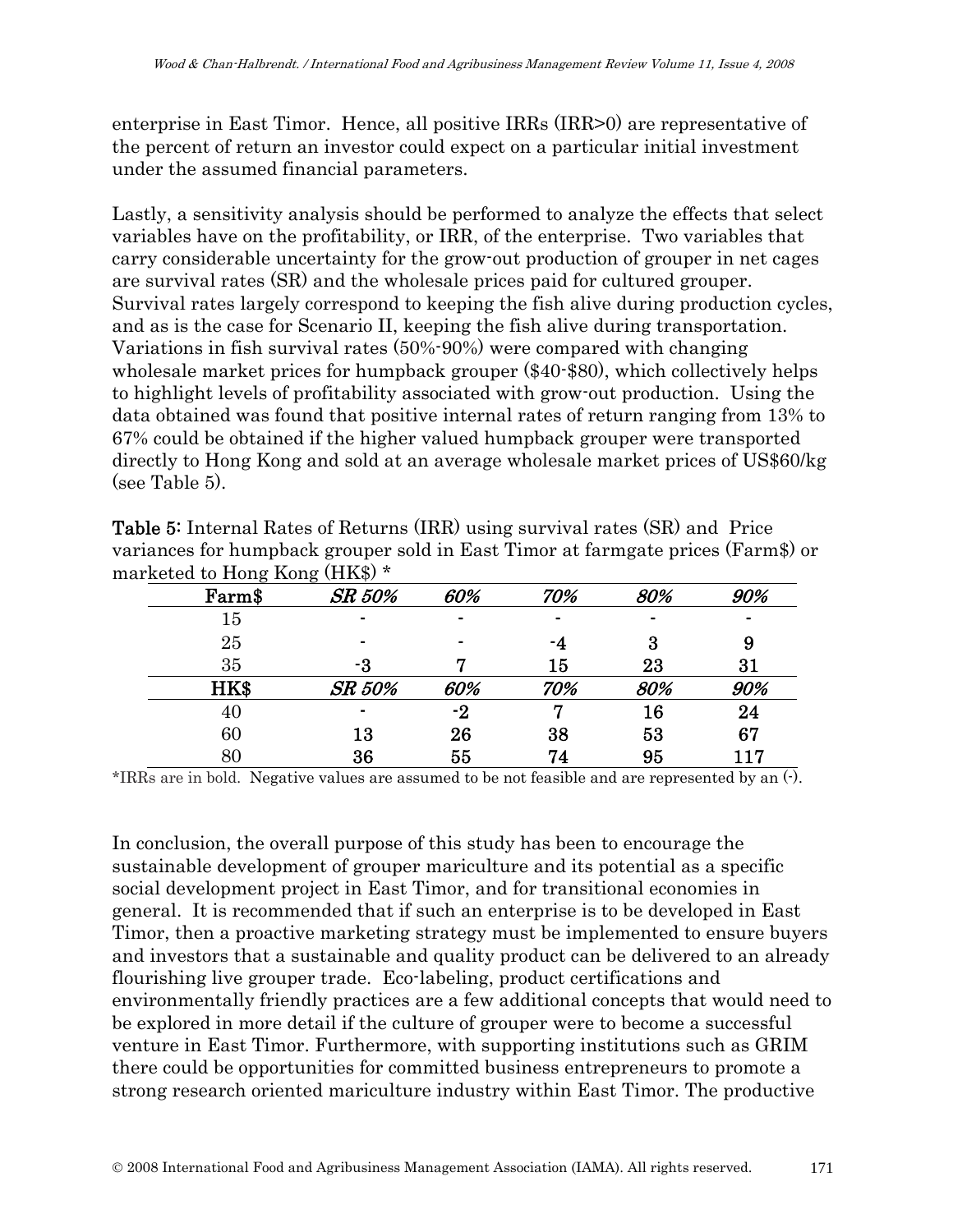enterprise in East Timor. Hence, all positive IRRs (IRR>0) are representative of the percent of return an investor could expect on a particular initial investment under the assumed financial parameters.

Lastly, a sensitivity analysis should be performed to analyze the effects that select variables have on the profitability, or IRR, of the enterprise. Two variables that carry considerable uncertainty for the grow-out production of grouper in net cages are survival rates (SR) and the wholesale prices paid for cultured grouper. Survival rates largely correspond to keeping the fish alive during production cycles, and as is the case for Scenario II, keeping the fish alive during transportation. Variations in fish survival rates (50%-90%) were compared with changing wholesale market prices for humpback grouper ($40-$80), which collectively helps to highlight levels of profitability associated with grow-out production. Using the data obtained was found that positive internal rates of return ranging from 13% to 67% could be obtained if the higher valued humpback grouper were transported directly to Hong Kong and sold at an average wholesale market prices of US$60/kg (see Table 5).

**Table 5:** Internal Rates of Returns (IRR) using survival rates (SR) and Price variances for humpback grouper sold in East Timor at farmgate prices (Farm$) or marketed to Hong Kong (HK$) *

| **Farm$** | ***SR 50%*** | ***60%*** | ***70%*** | ***80%*** | ***90%*** |
|---|---|---|---|---|---|
| 15 | - | - | - | - | - |
| 25 | - | - | **-4** | **3** | **9** |
| 35 | **-3** | **7** | **15** | **23** | **31** |
| **HK$** | ***SR 50%*** | ***60%*** | ***70%*** | ***80%*** | ***90%*** |
| 40 | - | **-2** | **7** | **16** | **24** |
| 60 | **13** | **26** | **38** | **53** | **67** |
| 80 | **36** | **55** | **74** | **95** | **117** |

*IRRs are in bold. Negative values are assumed to be not feasible and are represented by an (-).

In conclusion, the overall purpose of this study has been to encourage the sustainable development of grouper mariculture and its potential as a specific social development project in East Timor, and for transitional economies in general. It is recommended that if such an enterprise is to be developed in East Timor, then a proactive marketing strategy must be implemented to ensure buyers and investors that a sustainable and quality product can be delivered to an already flourishing live grouper trade. Eco-labeling, product certifications and environmentally friendly practices are a few additional concepts that would need to be explored in more detail if the culture of grouper were to become a successful venture in East Timor. Furthermore, with supporting institutions such as GRIM there could be opportunities for committed business entrepreneurs to promote a strong research oriented mariculture industry within East Timor. The productive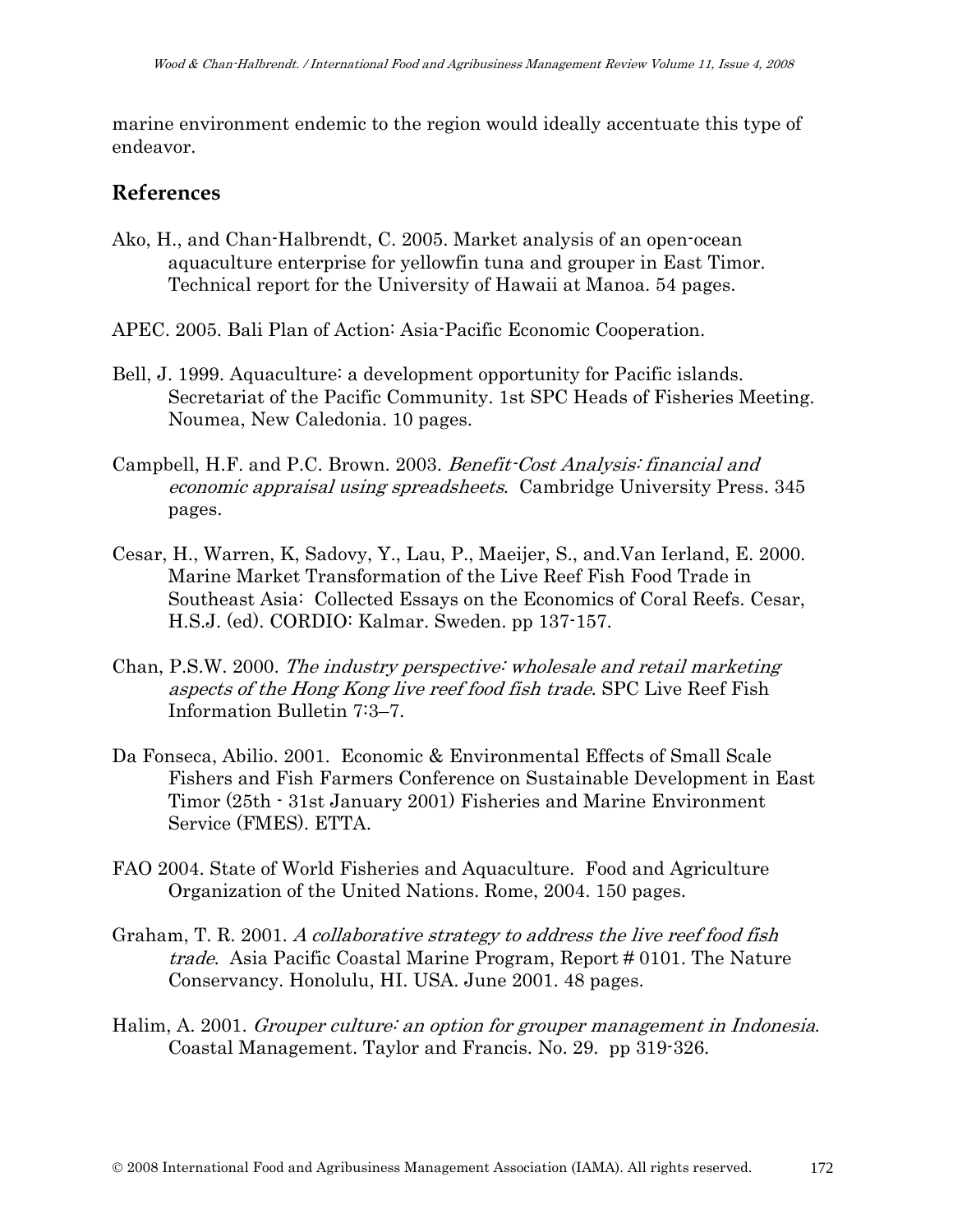marine environment endemic to the region would ideally accentuate this type of endeavor.

## References

Ako, H., and Chan-Halbrendt, C. 2005. Market analysis of an open-ocean aquaculture enterprise for yellowfin tuna and grouper in East Timor. Technical report for the University of Hawaii at Manoa. 54 pages.

APEC. 2005. Bali Plan of Action: Asia-Pacific Economic Cooperation.

Bell, J. 1999. Aquaculture: a development opportunity for Pacific islands. Secretariat of the Pacific Community. 1st SPC Heads of Fisheries Meeting. Noumea, New Caledonia. 10 pages.

Campbell, H.F. and P.C. Brown. 2003. *Benefit-Cost Analysis: financial and economic appraisal using spreadsheets*. Cambridge University Press. 345 pages.

Cesar, H., Warren, K, Sadovy, Y., Lau, P., Maeijer, S., and.Van Ierland, E. 2000. Marine Market Transformation of the Live Reef Fish Food Trade in Southeast Asia: Collected Essays on the Economics of Coral Reefs. Cesar, H.S.J. (ed). CORDIO: Kalmar. Sweden. pp 137-157.

Chan, P.S.W. 2000. *The industry perspective: wholesale and retail marketing aspects of the Hong Kong live reef food fish trade*. SPC Live Reef Fish Information Bulletin 7:3–7.

Da Fonseca, Abilio. 2001. Economic & Environmental Effects of Small Scale Fishers and Fish Farmers Conference on Sustainable Development in East Timor (25th - 31st January 2001) Fisheries and Marine Environment Service (FMES). ETTA.

FAO 2004. State of World Fisheries and Aquaculture. Food and Agriculture Organization of the United Nations. Rome, 2004. 150 pages.

Graham, T. R. 2001. *A collaborative strategy to address the live reef food fish trade*. Asia Pacific Coastal Marine Program, Report # 0101. The Nature Conservancy. Honolulu, HI. USA. June 2001. 48 pages.

Halim, A. 2001. *Grouper culture: an option for grouper management in Indonesia*. Coastal Management. Taylor and Francis. No. 29. pp 319-326.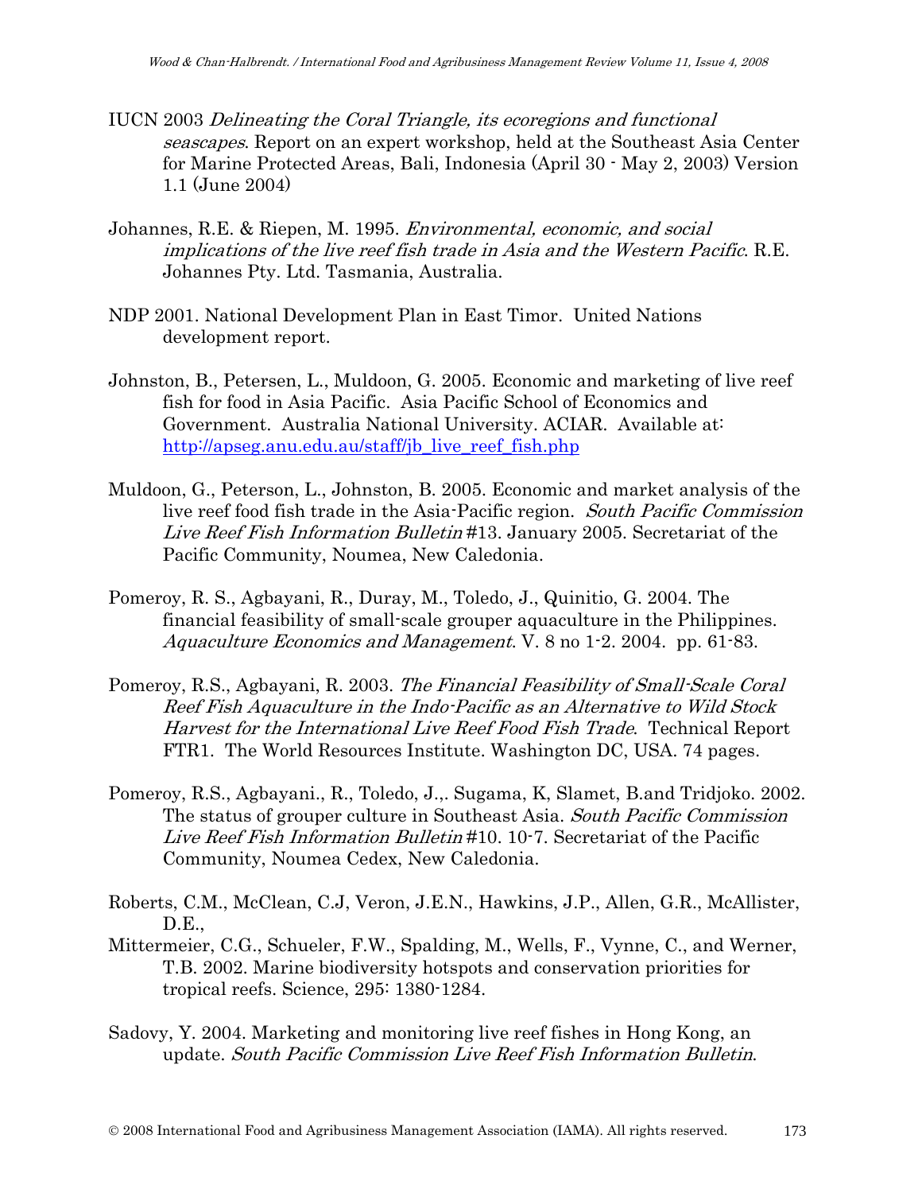IUCN 2003 *Delineating the Coral Triangle, its ecoregions and functional seascapes*. Report on an expert workshop, held at the Southeast Asia Center for Marine Protected Areas, Bali, Indonesia (April 30 - May 2, 2003) Version 1.1 (June 2004)

Johannes, R.E. & Riepen, M. 1995. *Environmental, economic, and social implications of the live reef fish trade in Asia and the Western Pacific*. R.E. Johannes Pty. Ltd. Tasmania, Australia.

NDP 2001. National Development Plan in East Timor. United Nations development report.

Johnston, B., Petersen, L., Muldoon, G. 2005. Economic and marketing of live reef fish for food in Asia Pacific. Asia Pacific School of Economics and Government. Australia National University. ACIAR. Available at: http://apseg.anu.edu.au/staff/jb_live_reef_fish.php

Muldoon, G., Peterson, L., Johnston, B. 2005. Economic and market analysis of the live reef food fish trade in the Asia-Pacific region. *South Pacific Commission Live Reef Fish Information Bulletin* #13. January 2005. Secretariat of the Pacific Community, Noumea, New Caledonia.

Pomeroy, R. S., Agbayani, R., Duray, M., Toledo, J., Quinitio, G. 2004. The financial feasibility of small-scale grouper aquaculture in the Philippines. *Aquaculture Economics and Management*. V. 8 no 1-2. 2004. pp. 61-83.

Pomeroy, R.S., Agbayani, R. 2003. *The Financial Feasibility of Small-Scale Coral Reef Fish Aquaculture in the Indo-Pacific as an Alternative to Wild Stock Harvest for the International Live Reef Food Fish Trade*. Technical Report FTR1. The World Resources Institute. Washington DC, USA. 74 pages.

Pomeroy, R.S., Agbayani., R., Toledo, J.,. Sugama, K, Slamet, B.and Tridjoko. 2002. The status of grouper culture in Southeast Asia. *South Pacific Commission Live Reef Fish Information Bulletin* #10. 10-7. Secretariat of the Pacific Community, Noumea Cedex, New Caledonia.

Roberts, C.M., McClean, C.J, Veron, J.E.N., Hawkins, J.P., Allen, G.R., McAllister, D.E.,

Mittermeier, C.G., Schueler, F.W., Spalding, M., Wells, F., Vynne, C., and Werner, T.B. 2002. Marine biodiversity hotspots and conservation priorities for tropical reefs. Science, 295: 1380-1284.

Sadovy, Y. 2004. Marketing and monitoring live reef fishes in Hong Kong, an update. *South Pacific Commission Live Reef Fish Information Bulletin*.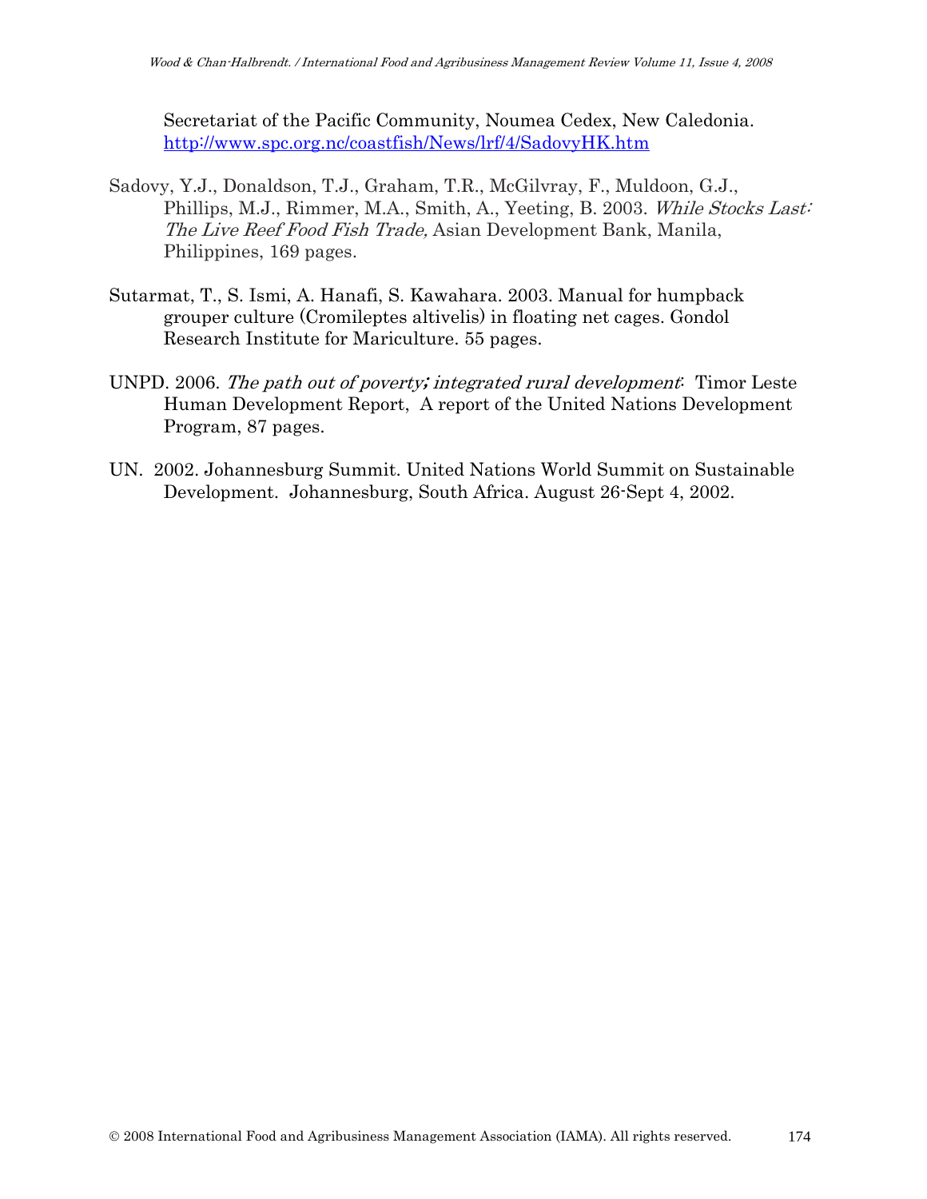Secretariat of the Pacific Community, Noumea Cedex, New Caledonia. http://www.spc.org.nc/coastfish/News/lrf/4/SadovyHK.htm

Sadovy, Y.J., Donaldson, T.J., Graham, T.R., McGilvray, F., Muldoon, G.J., Phillips, M.J., Rimmer, M.A., Smith, A., Yeeting, B. 2003. *While Stocks Last: The Live Reef Food Fish Trade,* Asian Development Bank, Manila, Philippines, 169 pages.

Sutarmat, T., S. Ismi, A. Hanafi, S. Kawahara. 2003. Manual for humpback grouper culture (Cromileptes altivelis) in floating net cages. Gondol Research Institute for Mariculture. 55 pages.

UNPD. 2006. *The path out of poverty; integrated rural development*: Timor Leste Human Development Report, A report of the United Nations Development Program, 87 pages.

UN. 2002. Johannesburg Summit. United Nations World Summit on Sustainable Development. Johannesburg, South Africa. August 26-Sept 4, 2002.